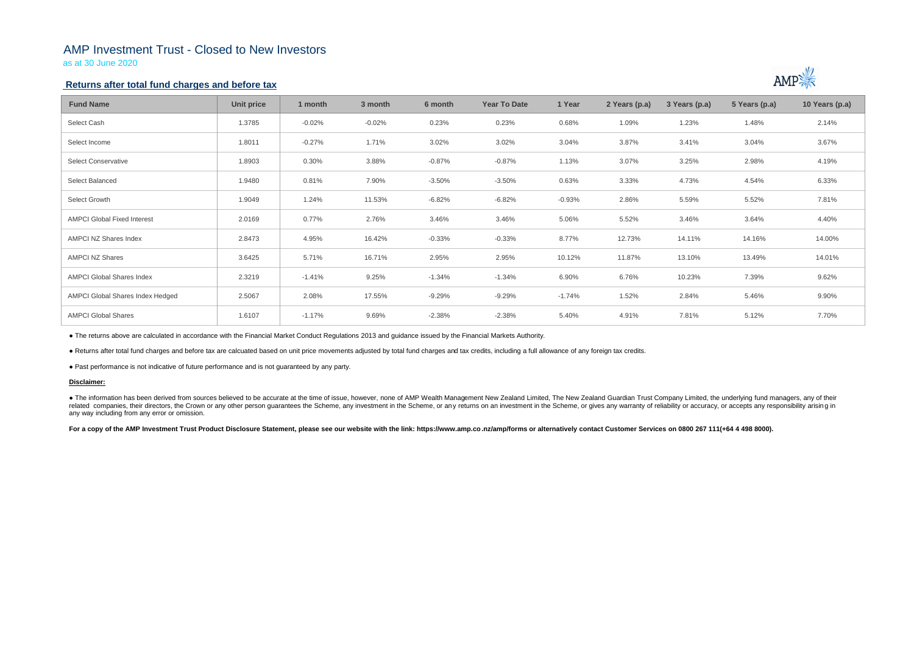# AMP Investment Trust - Closed to New Investors

as at 30 June 2020

## Returns after total fund charges and before tax

| Fund Name | Unit price | 1 month | 3 month | 6 month | Year To Date | 1 Year | 2 Years (p.a) | 3 Years (p.a) | 5 Years (p.a) | 10 Years (p.a) |
|---|---|---|---|---|---|---|---|---|---|---|
| Select Cash | 1.3785 | -0.02% | -0.02% | 0.23% | 0.23% | 0.68% | 1.09% | 1.23% | 1.48% | 2.14% |
| Select Income | 1.8011 | -0.27% | 1.71% | 3.02% | 3.02% | 3.04% | 3.87% | 3.41% | 3.04% | 3.67% |
| Select Conservative | 1.8903 | 0.30% | 3.88% | -0.87% | -0.87% | 1.13% | 3.07% | 3.25% | 2.98% | 4.19% |
| Select Balanced | 1.9480 | 0.81% | 7.90% | -3.50% | -3.50% | 0.63% | 3.33% | 4.73% | 4.54% | 6.33% |
| Select Growth | 1.9049 | 1.24% | 11.53% | -6.82% | -6.82% | -0.93% | 2.86% | 5.59% | 5.52% | 7.81% |
| AMPCI Global Fixed Interest | 2.0169 | 0.77% | 2.76% | 3.46% | 3.46% | 5.06% | 5.52% | 3.46% | 3.64% | 4.40% |
| AMPCI NZ Shares Index | 2.8473 | 4.95% | 16.42% | -0.33% | -0.33% | 8.77% | 12.73% | 14.11% | 14.16% | 14.00% |
| AMPCI NZ Shares | 3.6425 | 5.71% | 16.71% | 2.95% | 2.95% | 10.12% | 11.87% | 13.10% | 13.49% | 14.01% |
| AMPCI Global Shares Index | 2.3219 | -1.41% | 9.25% | -1.34% | -1.34% | 6.90% | 6.76% | 10.23% | 7.39% | 9.62% |
| AMPCI Global Shares Index Hedged | 2.5067 | 2.08% | 17.55% | -9.29% | -9.29% | -1.74% | 1.52% | 2.84% | 5.46% | 9.90% |
| AMPCI Global Shares | 1.6107 | -1.17% | 9.69% | -2.38% | -2.38% | 5.40% | 4.91% | 7.81% | 5.12% | 7.70% |

- The returns above are calculated in accordance with the Financial Market Conduct Regulations 2013 and guidance issued by the Financial Markets Authority.

- Returns after total fund charges and before tax are calcuated based on unit price movements adjusted by total fund charges and tax credits, including a full allowance of any foreign tax credits.

- Past performance is not indicative of future performance and is not guaranteed by any party.

**Disclaimer:**

- The information has been derived from sources believed to be accurate at the time of issue, however, none of AMP Wealth Management New Zealand Limited, The New Zealand Guardian Trust Company Limited, the underlying fund managers, any of their related companies, their directors, the Crown or any other person guarantees the Scheme, any investment in the Scheme, or any returns on an investment in the Scheme, or gives any warranty of reliability or accuracy, or accepts any responsibility arising in any way including from any error or omission.

**For a copy of the AMP Investment Trust Product Disclosure Statement, please see our website with the link: https://www.amp.co.nz/amp/forms or alternatively contact Customer Services on 0800 267 111(+64 4 498 8000).**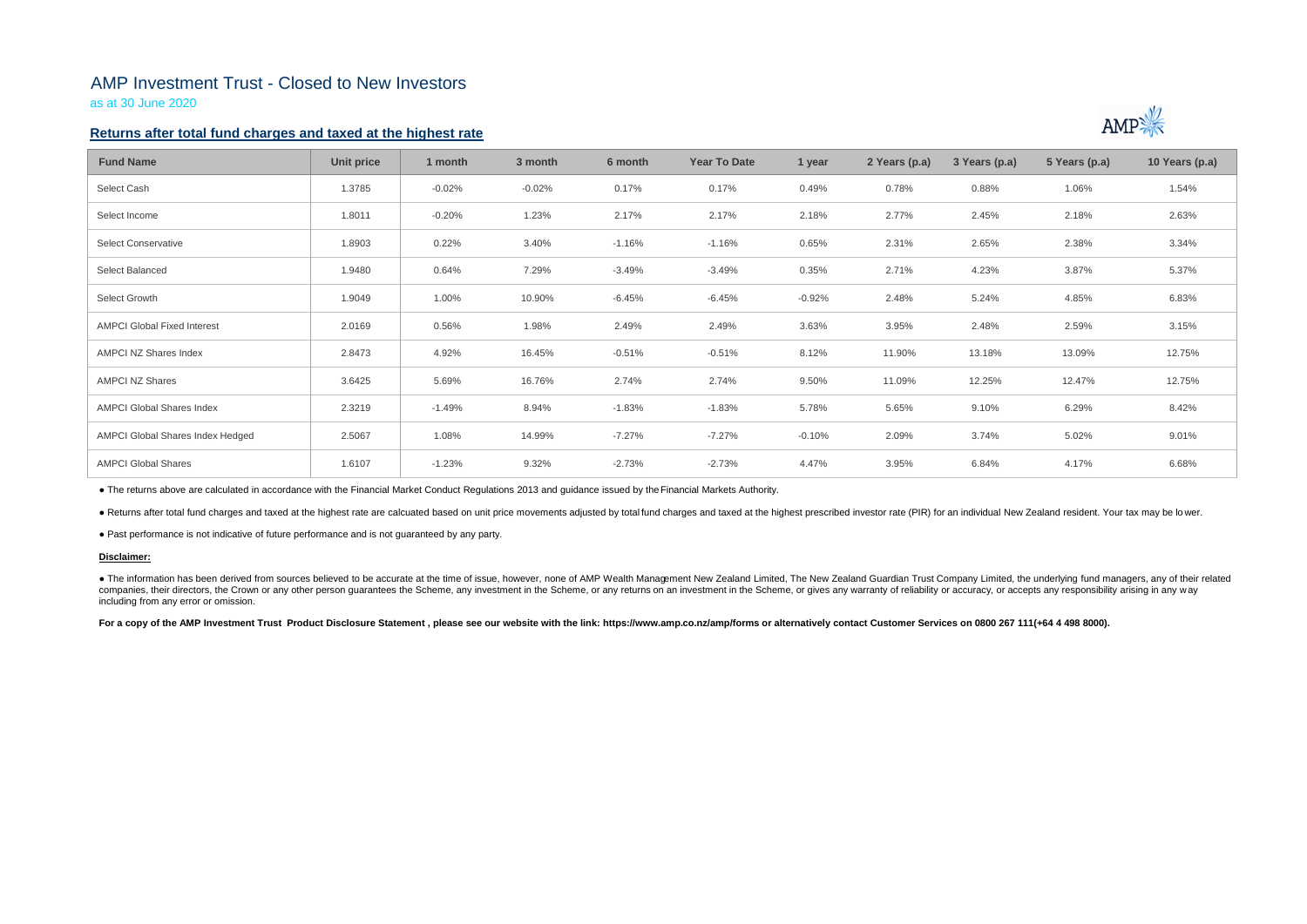# AMP Investment Trust - Closed to New Investors

as at 30 June 2020

## Returns after total fund charges and taxed at the highest rate

| Fund Name | Unit price | 1 month | 3 month | 6 month | Year To Date | 1 year | 2 Years (p.a) | 3 Years (p.a) | 5 Years (p.a) | 10 Years (p.a) |
|---|---|---|---|---|---|---|---|---|---|---|
| Select Cash | 1.3785 | -0.02% | -0.02% | 0.17% | 0.17% | 0.49% | 0.78% | 0.88% | 1.06% | 1.54% |
| Select Income | 1.8011 | -0.20% | 1.23% | 2.17% | 2.17% | 2.18% | 2.77% | 2.45% | 2.18% | 2.63% |
| Select Conservative | 1.8903 | 0.22% | 3.40% | -1.16% | -1.16% | 0.65% | 2.31% | 2.65% | 2.38% | 3.34% |
| Select Balanced | 1.9480 | 0.64% | 7.29% | -3.49% | -3.49% | 0.35% | 2.71% | 4.23% | 3.87% | 5.37% |
| Select Growth | 1.9049 | 1.00% | 10.90% | -6.45% | -6.45% | -0.92% | 2.48% | 5.24% | 4.85% | 6.83% |
| AMPCI Global Fixed Interest | 2.0169 | 0.56% | 1.98% | 2.49% | 2.49% | 3.63% | 3.95% | 2.48% | 2.59% | 3.15% |
| AMPCI NZ Shares Index | 2.8473 | 4.92% | 16.45% | -0.51% | -0.51% | 8.12% | 11.90% | 13.18% | 13.09% | 12.75% |
| AMPCI NZ Shares | 3.6425 | 5.69% | 16.76% | 2.74% | 2.74% | 9.50% | 11.09% | 12.25% | 12.47% | 12.75% |
| AMPCI Global Shares Index | 2.3219 | -1.49% | 8.94% | -1.83% | -1.83% | 5.78% | 5.65% | 9.10% | 6.29% | 8.42% |
| AMPCI Global Shares Index Hedged | 2.5067 | 1.08% | 14.99% | -7.27% | -7.27% | -0.10% | 2.09% | 3.74% | 5.02% | 9.01% |
| AMPCI Global Shares | 1.6107 | -1.23% | 9.32% | -2.73% | -2.73% | 4.47% | 3.95% | 6.84% | 4.17% | 6.68% |

● The returns above are calculated in accordance with the Financial Market Conduct Regulations 2013 and guidance issued by the Financial Markets Authority.

● Returns after total fund charges and taxed at the highest rate are calcuated based on unit price movements adjusted by total fund charges and taxed at the highest prescribed investor rate (PIR) for an individual New Zealand resident. Your tax may be lower.

● Past performance is not indicative of future performance and is not guaranteed by any party.

**Disclaimer:**

● The information has been derived from sources believed to be accurate at the time of issue, however, none of AMP Wealth Management New Zealand Limited, The New Zealand Guardian Trust Company Limited, the underlying fund managers, any of their related companies, their directors, the Crown or any other person guarantees the Scheme, any investment in the Scheme, or any returns on an investment in the Scheme, or gives any warranty of reliability or accuracy, or accepts any responsibility arising in any way including from any error or omission.

**For a copy of the AMP Investment Trust Product Disclosure Statement , please see our website with the link: https://www.amp.co.nz/amp/forms or alternatively contact Customer Services on 0800 267 111(+64 4 498 8000).**